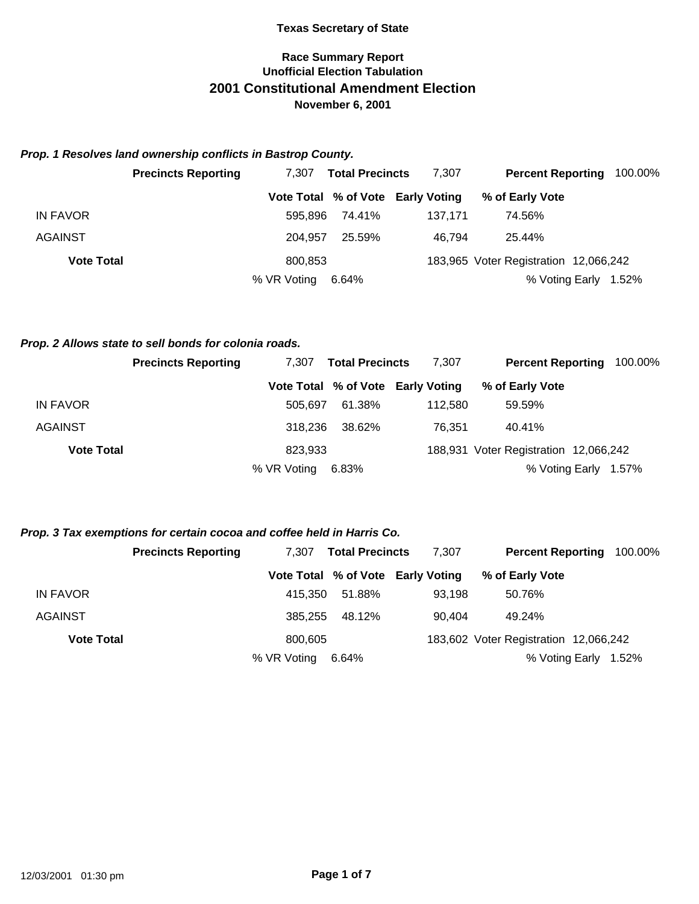**Texas Secretary of State**

**Race Summary Report**
**Unofficial Election Tabulation**

# 2001 Constitutional Amendment Election

**November 6, 2001**

### *Prop. 1 Resolves land ownership conflicts in Bastrop County.*

| Precincts Reporting | 7,307 | Total Precincts | 7,307 | Percent Reporting | 100.00% |
|---|---|---|---|---|---|

| | Vote Total | % of Vote | Early Voting | % of Early Vote |
|---|---|---|---|---|
| IN FAVOR | 595,896 | 74.41% | 137,171 | 74.56% |
| AGAINST | 204,957 | 25.59% | 46,794 | 25.44% |
| **Vote Total** | 800,853 | | 183,965 | Voter Registration 12,066,242 |
| | % VR Voting | 6.64% | | % Voting Early 1.52% |

### *Prop. 2 Allows state to sell bonds for colonia roads.*

| Precincts Reporting | 7,307 | Total Precincts | 7,307 | Percent Reporting | 100.00% |
|---|---|---|---|---|---|

| | Vote Total | % of Vote | Early Voting | % of Early Vote |
|---|---|---|---|---|
| IN FAVOR | 505,697 | 61.38% | 112,580 | 59.59% |
| AGAINST | 318,236 | 38.62% | 76,351 | 40.41% |
| **Vote Total** | 823,933 | | 188,931 | Voter Registration 12,066,242 |
| | % VR Voting | 6.83% | | % Voting Early 1.57% |

### *Prop. 3 Tax exemptions for certain cocoa and coffee held in Harris Co.*

| Precincts Reporting | 7,307 | Total Precincts | 7,307 | Percent Reporting | 100.00% |
|---|---|---|---|---|---|

| | Vote Total | % of Vote | Early Voting | % of Early Vote |
|---|---|---|---|---|
| IN FAVOR | 415,350 | 51.88% | 93,198 | 50.76% |
| AGAINST | 385,255 | 48.12% | 90,404 | 49.24% |
| **Vote Total** | 800,605 | | 183,602 | Voter Registration 12,066,242 |
| | % VR Voting | 6.64% | | % Voting Early 1.52% |

12/03/2001 01:30 pm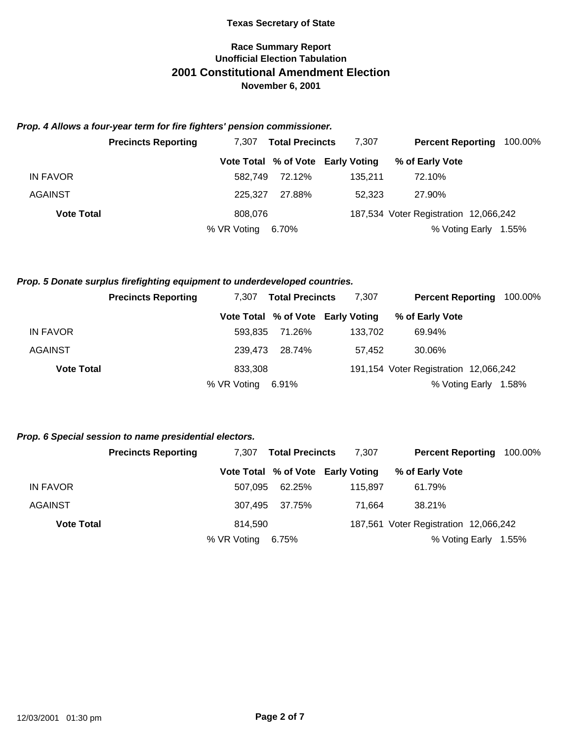**Texas Secretary of State**

**Race Summary Report**
**Unofficial Election Tabulation**
# 2001 Constitutional Amendment Election
**November 6, 2001**

***Prop. 4 Allows a four-year term for fire fighters' pension commissioner.***

| | Precincts Reporting | 7,307 | Total Precincts | 7,307 | Percent Reporting | 100.00% |
|---|---|---|---|---|---|---|
| | | **Vote Total** | **% of Vote** | **Early Voting** | **% of Early Vote** | |
| IN FAVOR | | 582,749 | 72.12% | 135,211 | 72.10% | |
| AGAINST | | 225,327 | 27.88% | 52,323 | 27.90% | |
| **Vote Total** | | 808,076 | | 187,534 | Voter Registration | 12,066,242 |
| | | % VR Voting | 6.70% | | % Voting Early | 1.55% |

***Prop. 5 Donate surplus firefighting equipment to underdeveloped countries.***

| | Precincts Reporting | 7,307 | Total Precincts | 7,307 | Percent Reporting | 100.00% |
|---|---|---|---|---|---|---|
| | | **Vote Total** | **% of Vote** | **Early Voting** | **% of Early Vote** | |
| IN FAVOR | | 593,835 | 71.26% | 133,702 | 69.94% | |
| AGAINST | | 239,473 | 28.74% | 57,452 | 30.06% | |
| **Vote Total** | | 833,308 | | 191,154 | Voter Registration | 12,066,242 |
| | | % VR Voting | 6.91% | | % Voting Early | 1.58% |

***Prop. 6 Special session to name presidential electors.***

| | Precincts Reporting | 7,307 | Total Precincts | 7,307 | Percent Reporting | 100.00% |
|---|---|---|---|---|---|---|
| | | **Vote Total** | **% of Vote** | **Early Voting** | **% of Early Vote** | |
| IN FAVOR | | 507,095 | 62.25% | 115,897 | 61.79% | |
| AGAINST | | 307,495 | 37.75% | 71,664 | 38.21% | |
| **Vote Total** | | 814,590 | | 187,561 | Voter Registration | 12,066,242 |
| | | % VR Voting | 6.75% | | % Voting Early | 1.55% |

12/03/2001 01:30 pm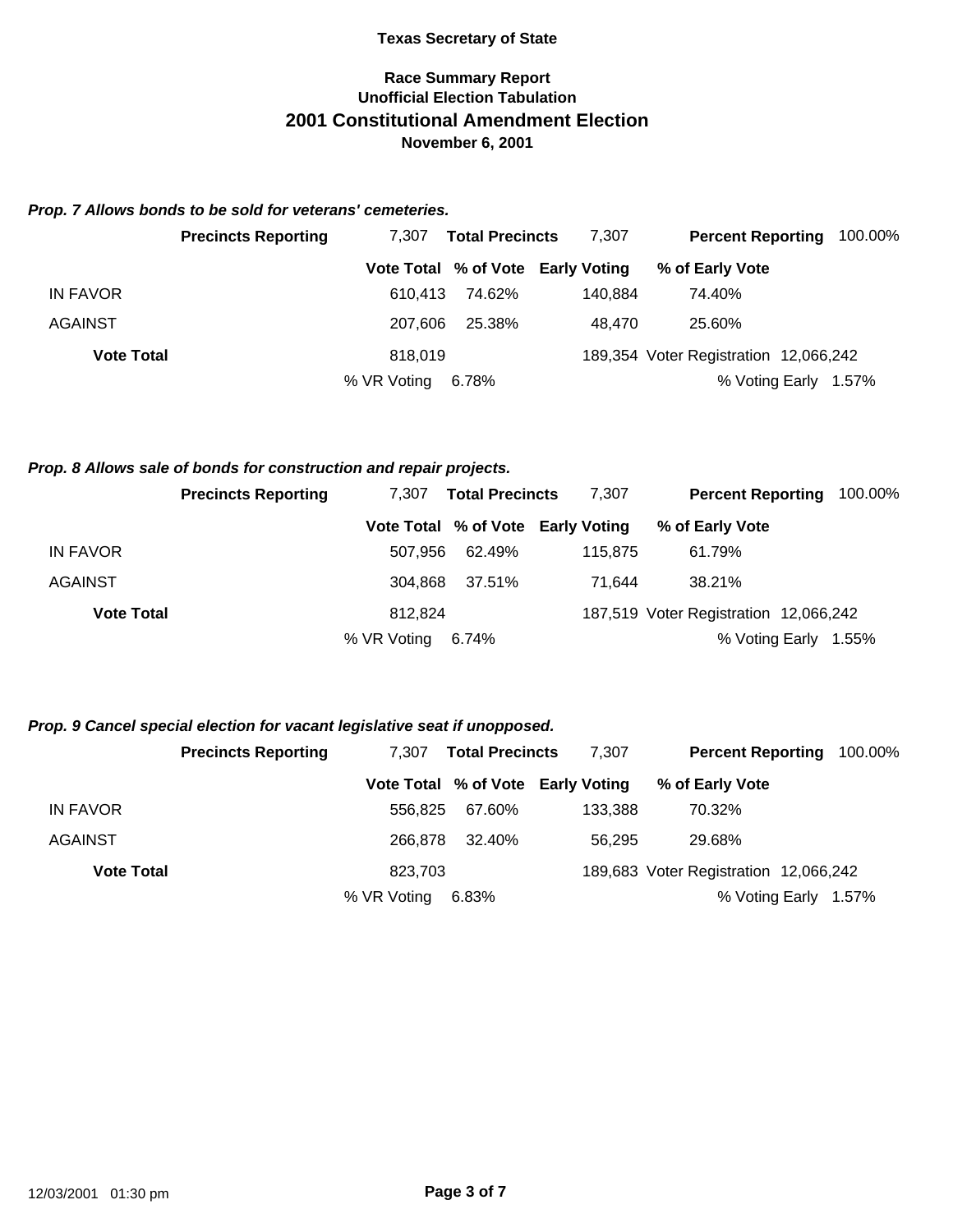**Texas Secretary of State**

**Race Summary Report**
**Unofficial Election Tabulation**
## 2001 Constitutional Amendment Election
**November 6, 2001**

***Prop. 7 Allows bonds to be sold for veterans' cemeteries.***

**Precincts Reporting** 7,307 **Total Precincts** 7,307 **Percent Reporting** 100.00%

| | Vote Total | % of Vote | Early Voting | % of Early Vote |
|---|---|---|---|---|
| IN FAVOR | 610,413 | 74.62% | 140,884 | 74.40% |
| AGAINST | 207,606 | 25.38% | 48,470 | 25.60% |
| **Vote Total** | 818,019 | | 189,354 | |

Voter Registration 12,066,242
% VR Voting 6.78%
% Voting Early 1.57%

***Prop. 8 Allows sale of bonds for construction and repair projects.***

**Precincts Reporting** 7,307 **Total Precincts** 7,307 **Percent Reporting** 100.00%

| | Vote Total | % of Vote | Early Voting | % of Early Vote |
|---|---|---|---|---|
| IN FAVOR | 507,956 | 62.49% | 115,875 | 61.79% |
| AGAINST | 304,868 | 37.51% | 71,644 | 38.21% |
| **Vote Total** | 812,824 | | 187,519 | |

Voter Registration 12,066,242
% VR Voting 6.74%
% Voting Early 1.55%

***Prop. 9 Cancel special election for vacant legislative seat if unopposed.***

**Precincts Reporting** 7,307 **Total Precincts** 7,307 **Percent Reporting** 100.00%

| | Vote Total | % of Vote | Early Voting | % of Early Vote |
|---|---|---|---|---|
| IN FAVOR | 556,825 | 67.60% | 133,388 | 70.32% |
| AGAINST | 266,878 | 32.40% | 56,295 | 29.68% |
| **Vote Total** | 823,703 | | 189,683 | |

Voter Registration 12,066,242
% VR Voting 6.83%
% Voting Early 1.57%

12/03/2001 01:30 pm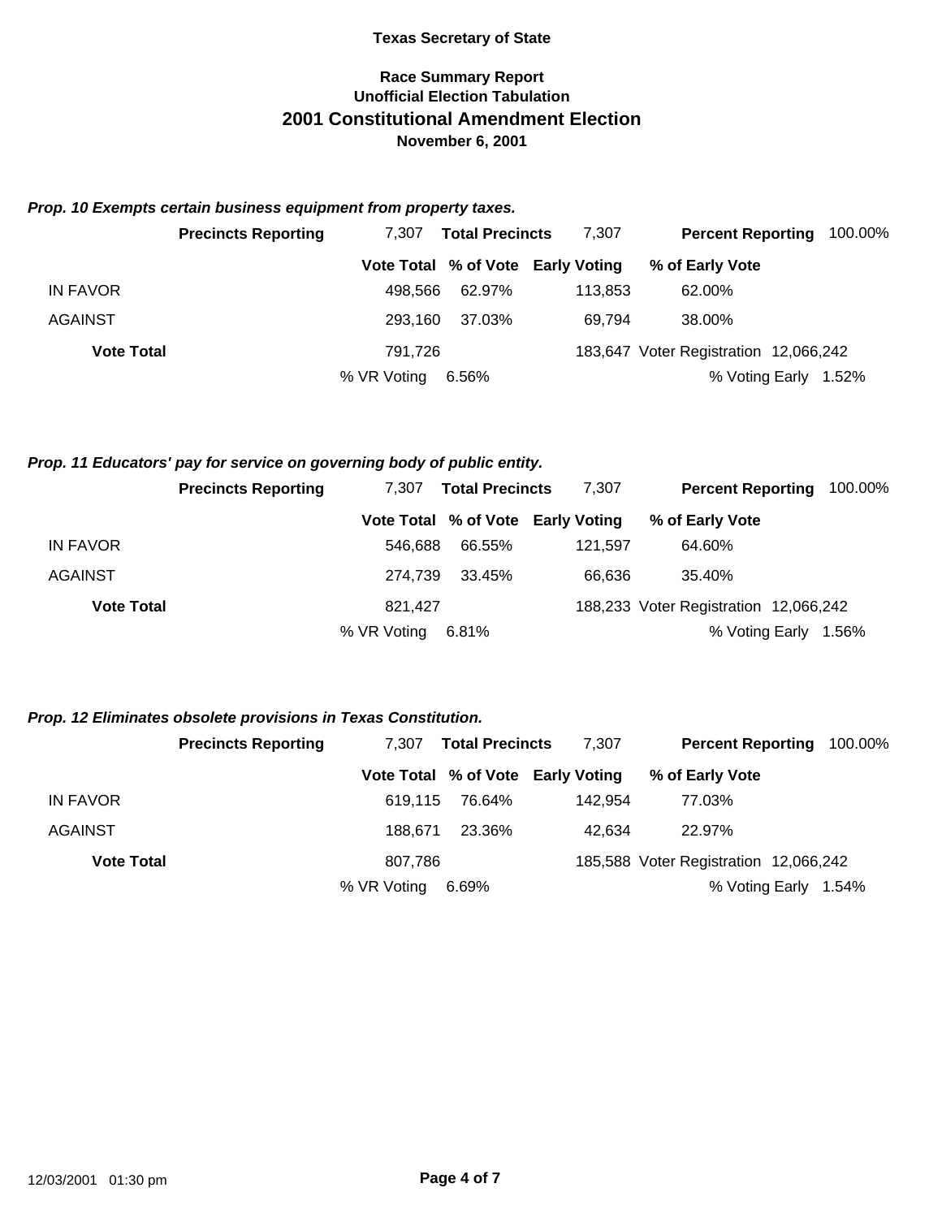**Texas Secretary of State**

**Race Summary Report**
**Unofficial Election Tabulation**
## 2001 Constitutional Amendment Election
**November 6, 2001**

***Prop. 10 Exempts certain business equipment from property taxes.***

| | | | | |
|---|---|---|---|---|
| **Precincts Reporting** | 7,307 | **Total Precincts** | 7,307 | **Percent Reporting** 100.00% |
| | **Vote Total** | **% of Vote** | **Early Voting** | **% of Early Vote** |
| IN FAVOR | 498,566 | 62.97% | 113,853 | 62.00% |
| AGAINST | 293,160 | 37.03% | 69,794 | 38.00% |
| **Vote Total** | 791,726 | | 183,647 | Voter Registration 12,066,242 |
| | % VR Voting | 6.56% | | % Voting Early 1.52% |

***Prop. 11 Educators' pay for service on governing body of public entity.***

| | | | | |
|---|---|---|---|---|
| **Precincts Reporting** | 7,307 | **Total Precincts** | 7,307 | **Percent Reporting** 100.00% |
| | **Vote Total** | **% of Vote** | **Early Voting** | **% of Early Vote** |
| IN FAVOR | 546,688 | 66.55% | 121,597 | 64.60% |
| AGAINST | 274,739 | 33.45% | 66,636 | 35.40% |
| **Vote Total** | 821,427 | | 188,233 | Voter Registration 12,066,242 |
| | % VR Voting | 6.81% | | % Voting Early 1.56% |

***Prop. 12 Eliminates obsolete provisions in Texas Constitution.***

| | | | | |
|---|---|---|---|---|
| **Precincts Reporting** | 7,307 | **Total Precincts** | 7,307 | **Percent Reporting** 100.00% |
| | **Vote Total** | **% of Vote** | **Early Voting** | **% of Early Vote** |
| IN FAVOR | 619,115 | 76.64% | 142,954 | 77.03% |
| AGAINST | 188,671 | 23.36% | 42,634 | 22.97% |
| **Vote Total** | 807,786 | | 185,588 | Voter Registration 12,066,242 |
| | % VR Voting | 6.69% | | % Voting Early 1.54% |

12/03/2001 01:30 pm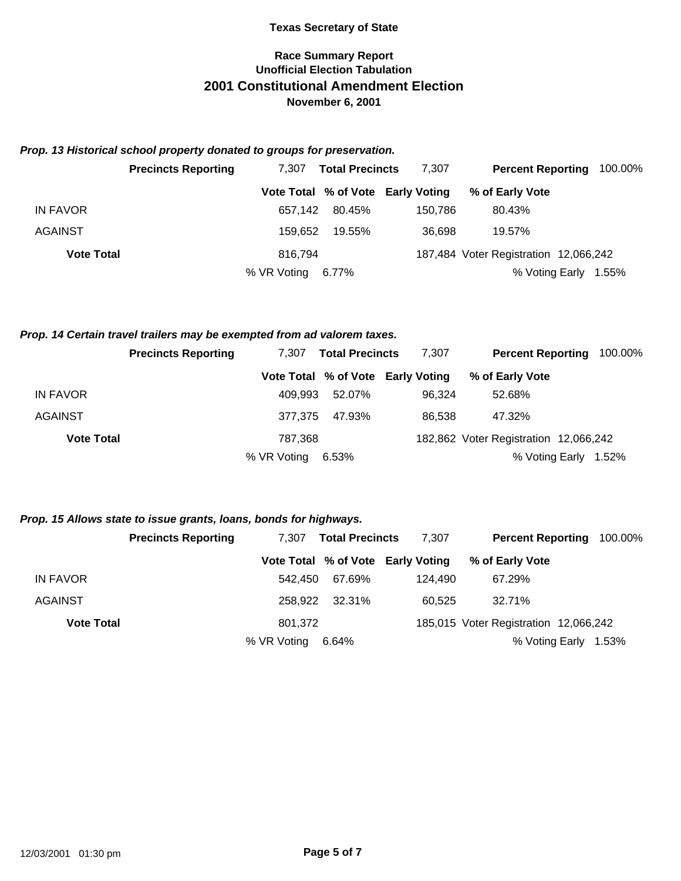**Texas Secretary of State**

**Race Summary Report**
**Unofficial Election Tabulation**
## 2001 Constitutional Amendment Election
**November 6, 2001**

### *Prop. 13 Historical school property donated to groups for preservation.*

| **Precincts Reporting** | 7,307 | **Total Precincts** | 7,307 | **Percent Reporting** | 100.00% |
|---|---|---|---|---|---|

| | Vote Total | % of Vote | Early Voting | % of Early Vote |
|---|---|---|---|---|
| IN FAVOR | 657,142 | 80.45% | 150,786 | 80.43% |
| AGAINST | 159,652 | 19.55% | 36,698 | 19.57% |
| **Vote Total** | 816,794 | | 187,484 | Voter Registration 12,066,242 |
| | % VR Voting | 6.77% | | % Voting Early 1.55% |

### *Prop. 14 Certain travel trailers may be exempted from ad valorem taxes.*

| **Precincts Reporting** | 7,307 | **Total Precincts** | 7,307 | **Percent Reporting** | 100.00% |
|---|---|---|---|---|---|

| | Vote Total | % of Vote | Early Voting | % of Early Vote |
|---|---|---|---|---|
| IN FAVOR | 409,993 | 52.07% | 96,324 | 52.68% |
| AGAINST | 377,375 | 47.93% | 86,538 | 47.32% |
| **Vote Total** | 787,368 | | 182,862 | Voter Registration 12,066,242 |
| | % VR Voting | 6.53% | | % Voting Early 1.52% |

### *Prop. 15 Allows state to issue grants, loans, bonds for highways.*

| **Precincts Reporting** | 7,307 | **Total Precincts** | 7,307 | **Percent Reporting** | 100.00% |
|---|---|---|---|---|---|

| | Vote Total | % of Vote | Early Voting | % of Early Vote |
|---|---|---|---|---|
| IN FAVOR | 542,450 | 67.69% | 124,490 | 67.29% |
| AGAINST | 258,922 | 32.31% | 60,525 | 32.71% |
| **Vote Total** | 801,372 | | 185,015 | Voter Registration 12,066,242 |
| | % VR Voting | 6.64% | | % Voting Early 1.53% |

12/03/2001 01:30 pm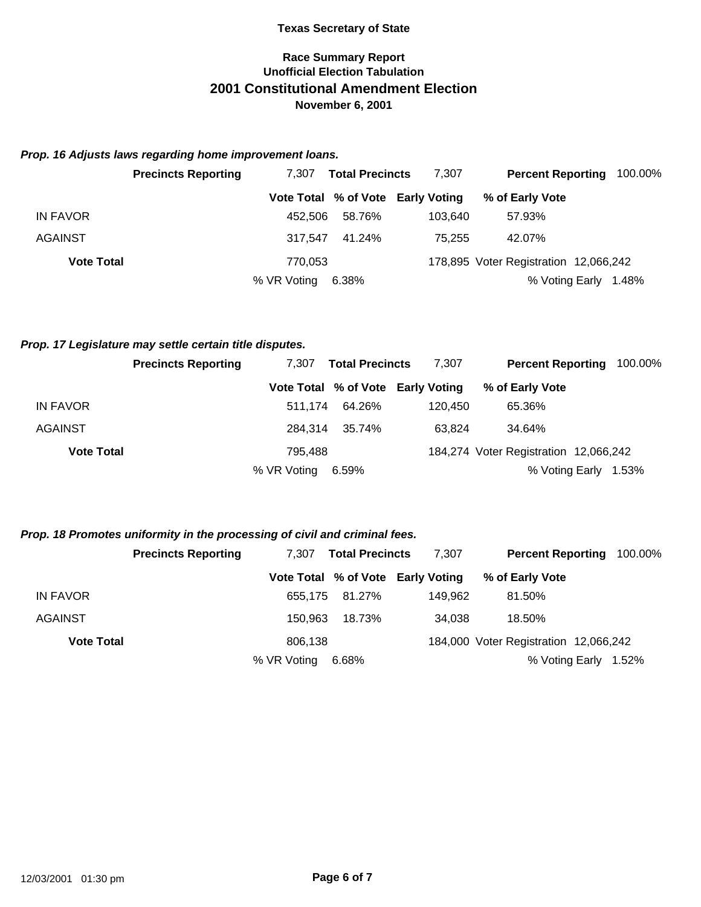**Texas Secretary of State**

**Race Summary Report**
**Unofficial Election Tabulation**

# 2001 Constitutional Amendment Election

**November 6, 2001**

***Prop. 16 Adjusts laws regarding home improvement loans.***

| | Precincts Reporting | 7,307 | Total Precincts | 7,307 | Percent Reporting | 100.00% |
|---|---|---|---|---|---|---|
| | | **Vote Total** | **% of Vote** | **Early Voting** | **% of Early Vote** | |
| IN FAVOR | | 452,506 | 58.76% | 103,640 | 57.93% | |
| AGAINST | | 317,547 | 41.24% | 75,255 | 42.07% | |
| **Vote Total** | | 770,053 | | 178,895 | Voter Registration | 12,066,242 |
| | | % VR Voting | 6.38% | | % Voting Early | 1.48% |

***Prop. 17 Legislature may settle certain title disputes.***

| | Precincts Reporting | 7,307 | Total Precincts | 7,307 | Percent Reporting | 100.00% |
|---|---|---|---|---|---|---|
| | | **Vote Total** | **% of Vote** | **Early Voting** | **% of Early Vote** | |
| IN FAVOR | | 511,174 | 64.26% | 120,450 | 65.36% | |
| AGAINST | | 284,314 | 35.74% | 63,824 | 34.64% | |
| **Vote Total** | | 795,488 | | 184,274 | Voter Registration | 12,066,242 |
| | | % VR Voting | 6.59% | | % Voting Early | 1.53% |

***Prop. 18 Promotes uniformity in the processing of civil and criminal fees.***

| | Precincts Reporting | 7,307 | Total Precincts | 7,307 | Percent Reporting | 100.00% |
|---|---|---|---|---|---|---|
| | | **Vote Total** | **% of Vote** | **Early Voting** | **% of Early Vote** | |
| IN FAVOR | | 655,175 | 81.27% | 149,962 | 81.50% | |
| AGAINST | | 150,963 | 18.73% | 34,038 | 18.50% | |
| **Vote Total** | | 806,138 | | 184,000 | Voter Registration | 12,066,242 |
| | | % VR Voting | 6.68% | | % Voting Early | 1.52% |

12/03/2001 01:30 pm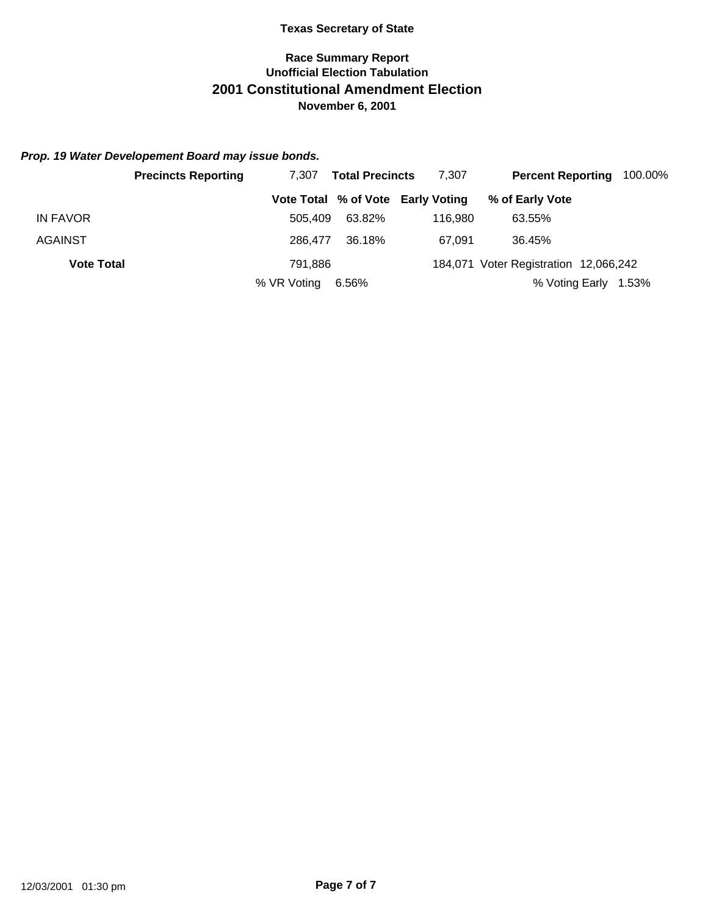**Texas Secretary of State**

**Race Summary Report**
**Unofficial Election Tabulation**
## 2001 Constitutional Amendment Election
**November 6, 2001**

***Prop. 19 Water Developement Board may issue bonds.***

| | | | | | |
|---|---|---|---|---|---|
| **Precincts Reporting** | 7,307 | **Total Precincts** | 7,307 | **Percent Reporting** | 100.00% |

| | Vote Total | % of Vote | Early Voting | % of Early Vote |
|---|---|---|---|---|
| IN FAVOR | 505,409 | 63.82% | 116,980 | 63.55% |
| AGAINST | 286,477 | 36.18% | 67,091 | 36.45% |
| **Vote Total** | 791,886 | | 184,071 | Voter Registration 12,066,242 |
| | % VR Voting | 6.56% | | % Voting Early 1.53% |

12/03/2001 01:30 pm